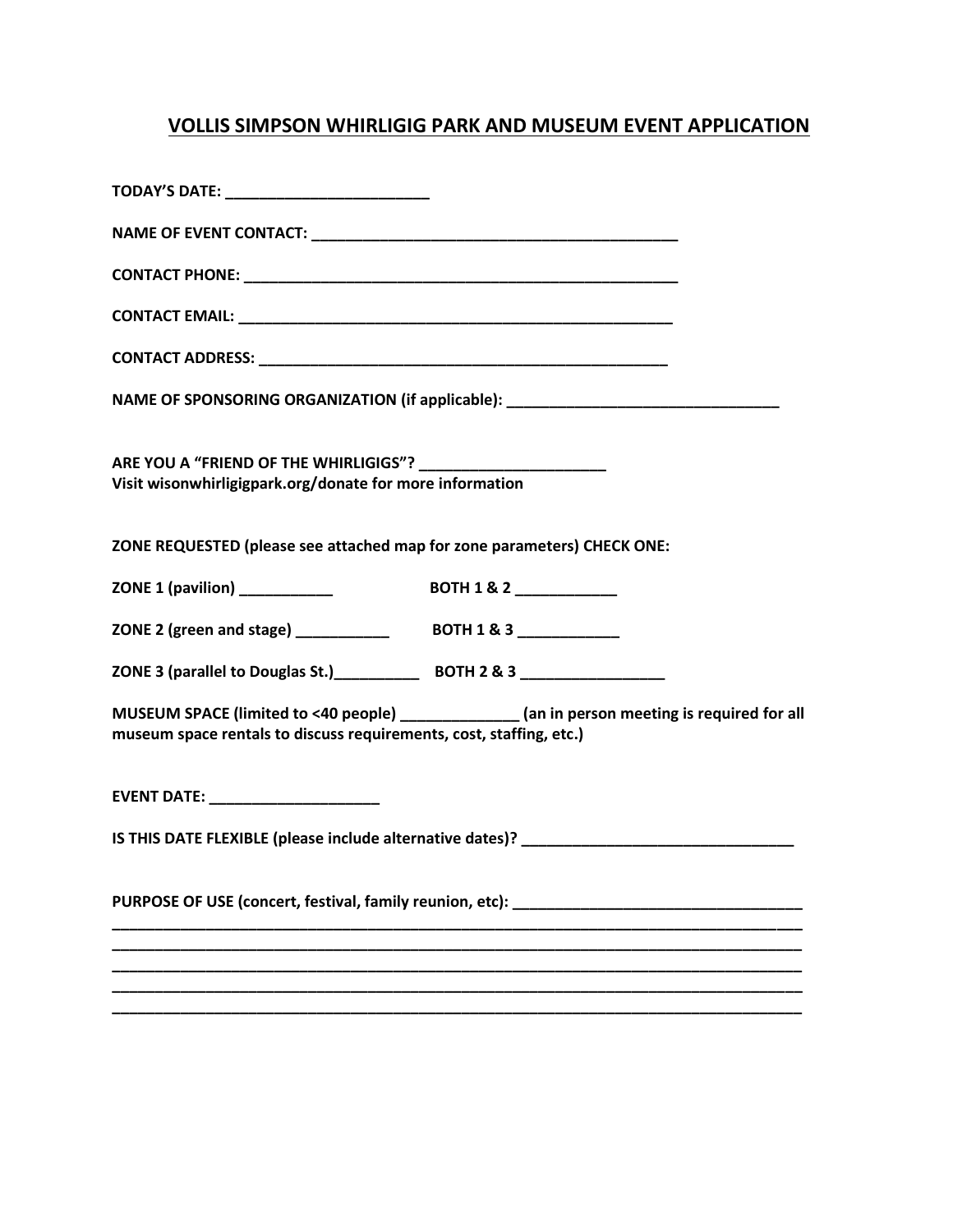# VOLLIS SIMPSON WHIRLIGIG PARK AND MUSEUM EVENT APPLICATION

**TODAY'S DATE: ________________________**

**NAME OF EVENT CONTACT: ____________________________________________**

**CONTACT PHONE: ____________________________________________________**

**CONTACT EMAIL: ____________________________________________________**

**CONTACT ADDRESS: _________________________________________________**

**NAME OF SPONSORING ORGANIZATION (if applicable): ________________________________**

**ARE YOU A "FRIEND OF THE WHIRLIGIGS"? ______________________**
**Visit wisonwhirligigpark.org/donate for more information**

**ZONE REQUESTED (please see attached map for zone parameters) CHECK ONE:**

**ZONE 1 (pavilion) ___________** **BOTH 1 & 2 ____________**

**ZONE 2 (green and stage) ___________** **BOTH 1 & 3 ____________**

**ZONE 3 (parallel to Douglas St.)__________** **BOTH 2 & 3 _________________**

**MUSEUM SPACE (limited to <40 people) ______________ (an in person meeting is required for all museum space rentals to discuss requirements, cost, staffing, etc.)**

**EVENT DATE: ____________________**

**IS THIS DATE FLEXIBLE (please include alternative dates)? ________________________________**

**PURPOSE OF USE (concert, festival, family reunion, etc): __________________________________**
__________________________________________________________________________________
__________________________________________________________________________________
__________________________________________________________________________________
__________________________________________________________________________________
__________________________________________________________________________________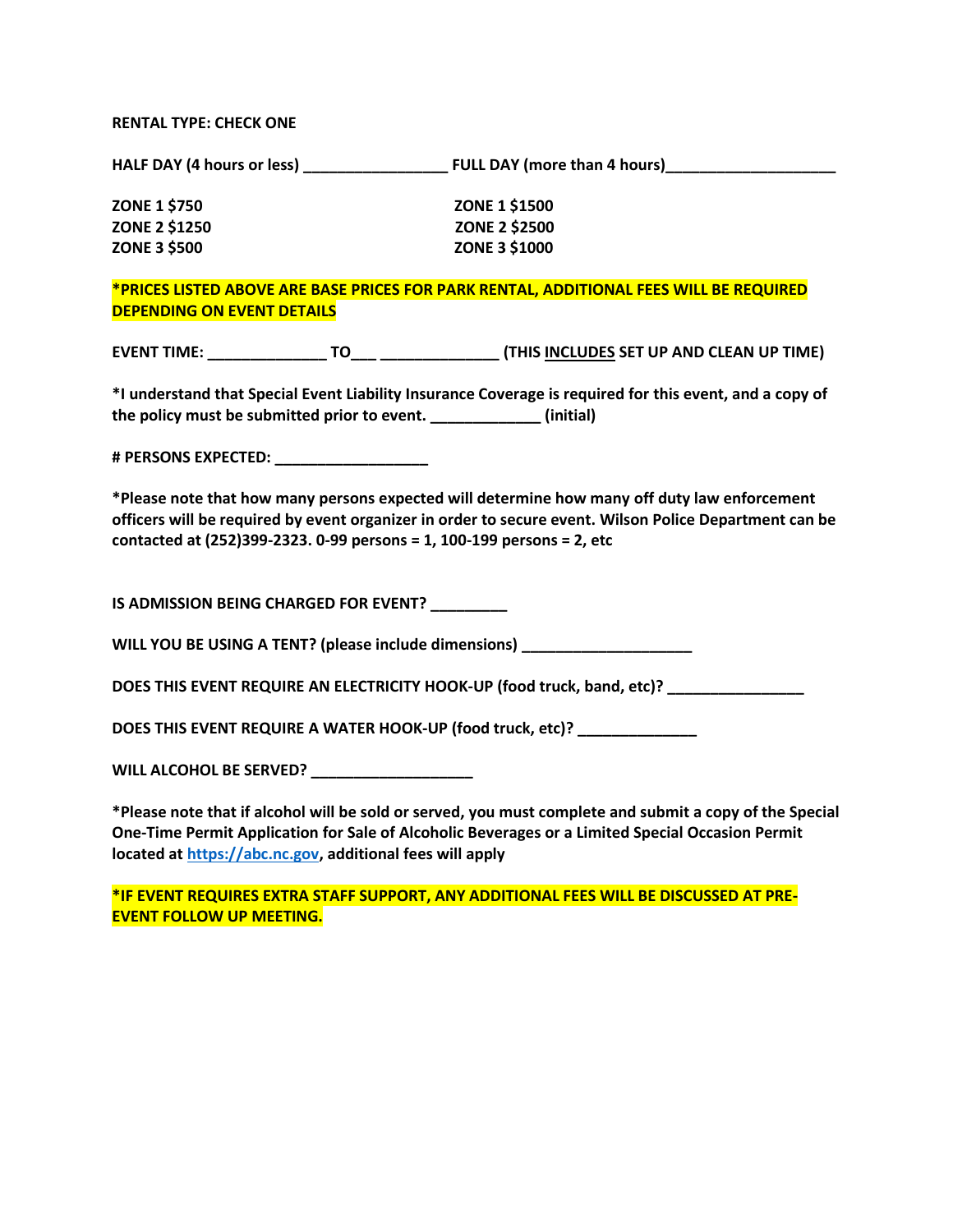**RENTAL TYPE: CHECK ONE**

**HALF DAY (4 hours or less) _________________ FULL DAY (more than 4 hours)____________________**

| HALF DAY | FULL DAY |
|---|---|
| **ZONE 1 $750** | **ZONE 1 $1500** |
| **ZONE 2 $1250** | **ZONE 2 $2500** |
| **ZONE 3 $500** | **ZONE 3 $1000** |

**\*PRICES LISTED ABOVE ARE BASE PRICES FOR PARK RENTAL, ADDITIONAL FEES WILL BE REQUIRED DEPENDING ON EVENT DETAILS**

**EVENT TIME: ______________ TO___ ______________ (THIS INCLUDES SET UP AND CLEAN UP TIME)**

**\*I understand that Special Event Liability Insurance Coverage is required for this event, and a copy of the policy must be submitted prior to event. _____________ (initial)**

**# PERSONS EXPECTED: ___________________**

**\*Please note that how many persons expected will determine how many off duty law enforcement officers will be required by event organizer in order to secure event. Wilson Police Department can be contacted at (252)399-2323. 0-99 persons = 1, 100-199 persons = 2, etc**

**IS ADMISSION BEING CHARGED FOR EVENT? _________**

**WILL YOU BE USING A TENT? (please include dimensions) ____________________**

**DOES THIS EVENT REQUIRE AN ELECTRICITY HOOK-UP (food truck, band, etc)? ________________**

**DOES THIS EVENT REQUIRE A WATER HOOK-UP (food truck, etc)? ______________**

**WILL ALCOHOL BE SERVED? ___________________**

**\*Please note that if alcohol will be sold or served, you must complete and submit a copy of the Special One-Time Permit Application for Sale of Alcoholic Beverages or a Limited Special Occasion Permit located at https://abc.nc.gov, additional fees will apply**

**\*IF EVENT REQUIRES EXTRA STAFF SUPPORT, ANY ADDITIONAL FEES WILL BE DISCUSSED AT PRE-EVENT FOLLOW UP MEETING.**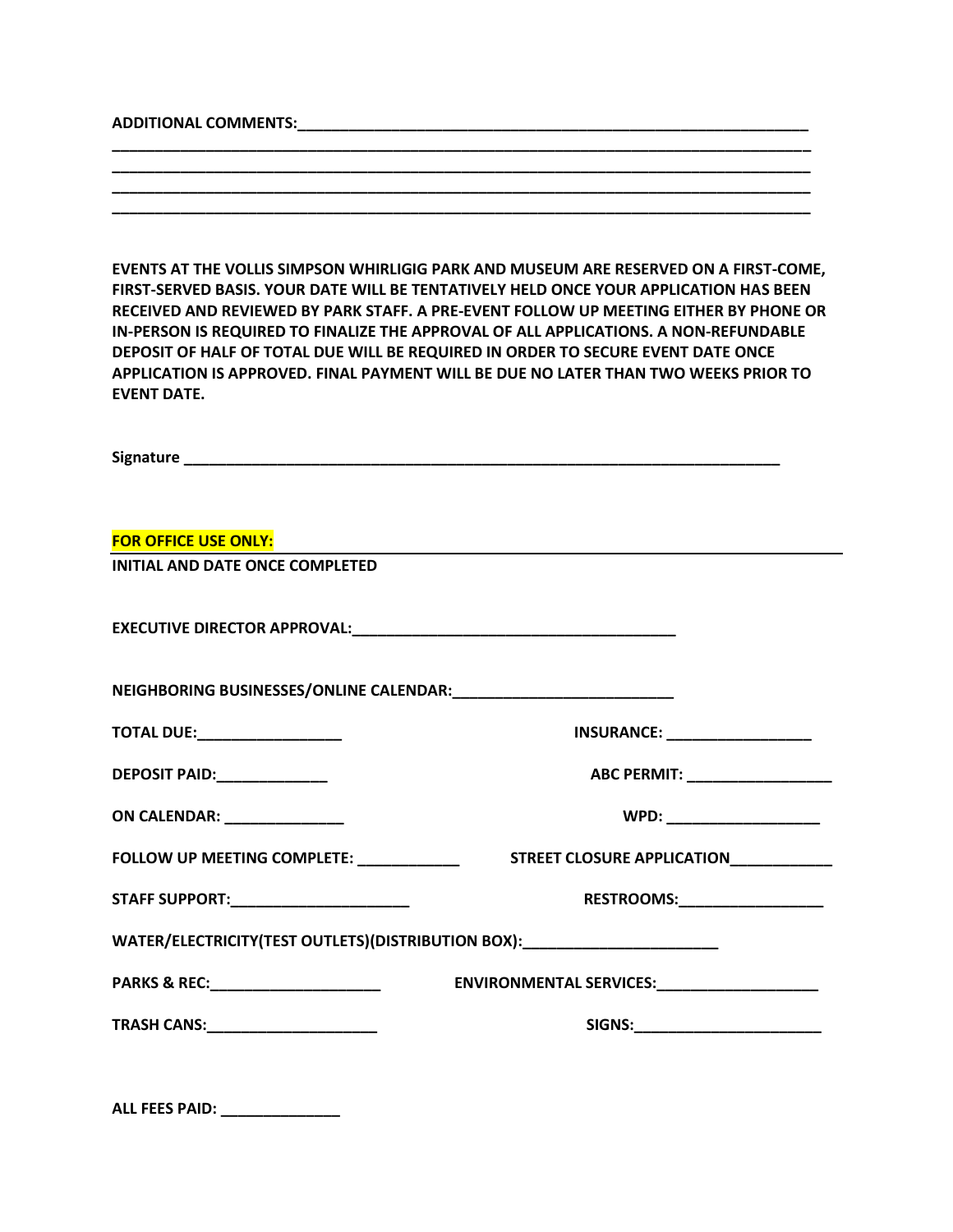**ADDITIONAL COMMENTS:**_______________________________________________________________

_____________________________________________________________________________________

_____________________________________________________________________________________

_____________________________________________________________________________________

_____________________________________________________________________________________

**EVENTS AT THE VOLLIS SIMPSON WHIRLIGIG PARK AND MUSEUM ARE RESERVED ON A FIRST-COME, FIRST-SERVED BASIS. YOUR DATE WILL BE TENTATIVELY HELD ONCE YOUR APPLICATION HAS BEEN RECEIVED AND REVIEWED BY PARK STAFF. A PRE-EVENT FOLLOW UP MEETING EITHER BY PHONE OR IN-PERSON IS REQUIRED TO FINALIZE THE APPROVAL OF ALL APPLICATIONS. A NON-REFUNDABLE DEPOSIT OF HALF OF TOTAL DUE WILL BE REQUIRED IN ORDER TO SECURE EVENT DATE ONCE APPLICATION IS APPROVED. FINAL PAYMENT WILL BE DUE NO LATER THAN TWO WEEKS PRIOR TO EVENT DATE.**

**Signature** ___________________________________________________________________________

**FOR OFFICE USE ONLY:**

**INITIAL AND DATE ONCE COMPLETED**

**EXECUTIVE DIRECTOR APPROVAL:**________________________________________

**NEIGHBORING BUSINESSES/ONLINE CALENDAR:**___________________________

**TOTAL DUE:**_________________ **INSURANCE:** _________________

**DEPOSIT PAID:**_____________ **ABC PERMIT:** _________________

**ON CALENDAR:** ______________ **WPD:** __________________

**FOLLOW UP MEETING COMPLETE:** ____________ **STREET CLOSURE APPLICATION**____________

**STAFF SUPPORT:**_____________________ **RESTROOMS:**_________________

**WATER/ELECTRICITY(TEST OUTLETS)(DISTRIBUTION BOX):**_______________________

**PARKS & REC:**____________________ **ENVIRONMENTAL SERVICES:**___________________

**TRASH CANS:**____________________ **SIGNS:**______________________

**ALL FEES PAID:** ______________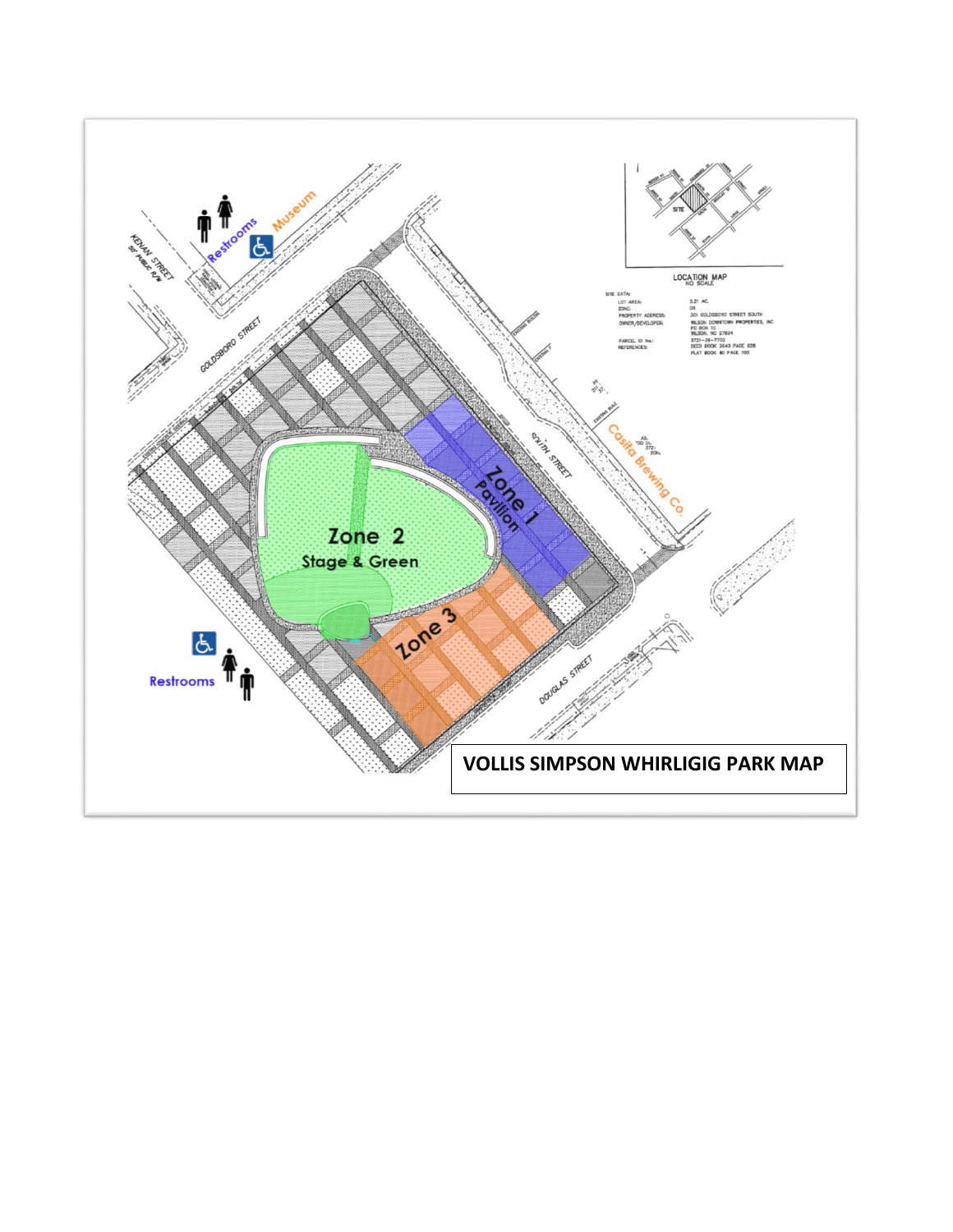# VOLLIS SIMPSON WHIRLIGIG PARK MAP

Zone 1
Pavilion

Zone 2
Stage & Green

Zone 3

Restrooms

Museum

Restrooms

Casita Brewing Co.

KENAN STREET

GOLDSBORO STREET

SOUTH STREET

DOUGLAS STREET

LOCATION MAP
NO SCALE

SITE DATA:
LOT AREA: 3.21 AC.
ZONE: CS
PROPERTY ADDRESS: 301 GOLDSBORO STREET SOUTH
OWNER/DEVELOPER: WILSON DOWNTOWN PROPERTIES, INC
PO BOX 10
WILSON, NC 27894
PARCEL ID No.: 3721-28-7700
REFERENCES: DEED BOOK 2640 PAGE 026
PLAT BOOK 40 PAGE 100